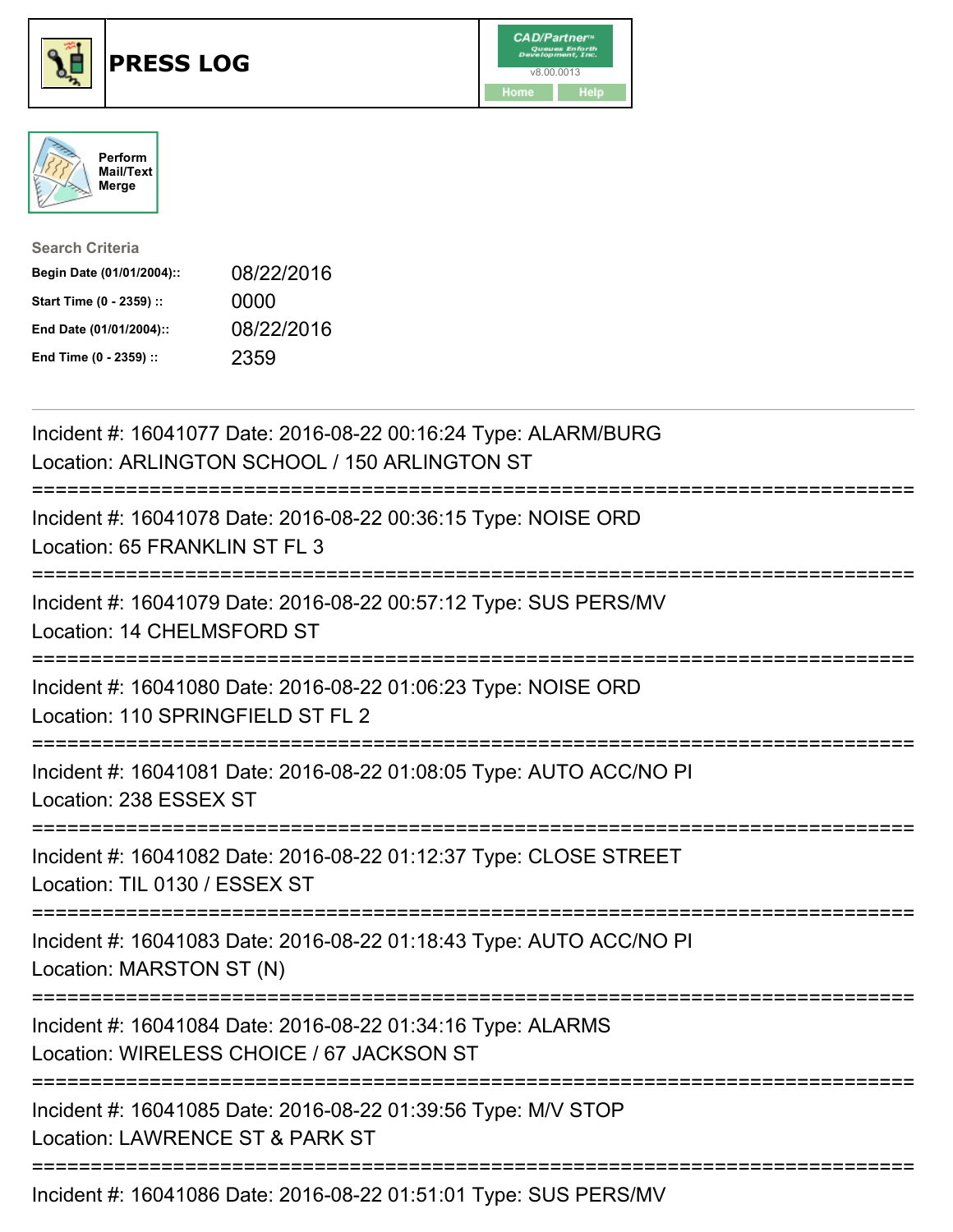# PRESS LOG

CAD/Partner v8.00.0013

Home Help

Perform Mail/Text Merge

**Search Criteria**

| | |
|---|---|
| **Begin Date (01/01/2004)::** | 08/22/2016 |
| **Start Time (0 - 2359) ::** | 0000 |
| **End Date (01/01/2004)::** | 08/22/2016 |
| **End Time (0 - 2359) ::** | 2359 |

Incident #: 16041077 Date: 2016-08-22 00:16:24 Type: ALARM/BURG
Location: ARLINGTON SCHOOL / 150 ARLINGTON ST

===========================================================================

Incident #: 16041078 Date: 2016-08-22 00:36:15 Type: NOISE ORD
Location: 65 FRANKLIN ST FL 3

===========================================================================

Incident #: 16041079 Date: 2016-08-22 00:57:12 Type: SUS PERS/MV
Location: 14 CHELMSFORD ST

===========================================================================

Incident #: 16041080 Date: 2016-08-22 01:06:23 Type: NOISE ORD
Location: 110 SPRINGFIELD ST FL 2

===========================================================================

Incident #: 16041081 Date: 2016-08-22 01:08:05 Type: AUTO ACC/NO PI
Location: 238 ESSEX ST

===========================================================================

Incident #: 16041082 Date: 2016-08-22 01:12:37 Type: CLOSE STREET
Location: TIL 0130 / ESSEX ST

===========================================================================

Incident #: 16041083 Date: 2016-08-22 01:18:43 Type: AUTO ACC/NO PI
Location: MARSTON ST (N)

===========================================================================

Incident #: 16041084 Date: 2016-08-22 01:34:16 Type: ALARMS
Location: WIRELESS CHOICE / 67 JACKSON ST

===========================================================================

Incident #: 16041085 Date: 2016-08-22 01:39:56 Type: M/V STOP
Location: LAWRENCE ST & PARK ST

===========================================================================

Incident #: 16041086 Date: 2016-08-22 01:51:01 Type: SUS PERS/MV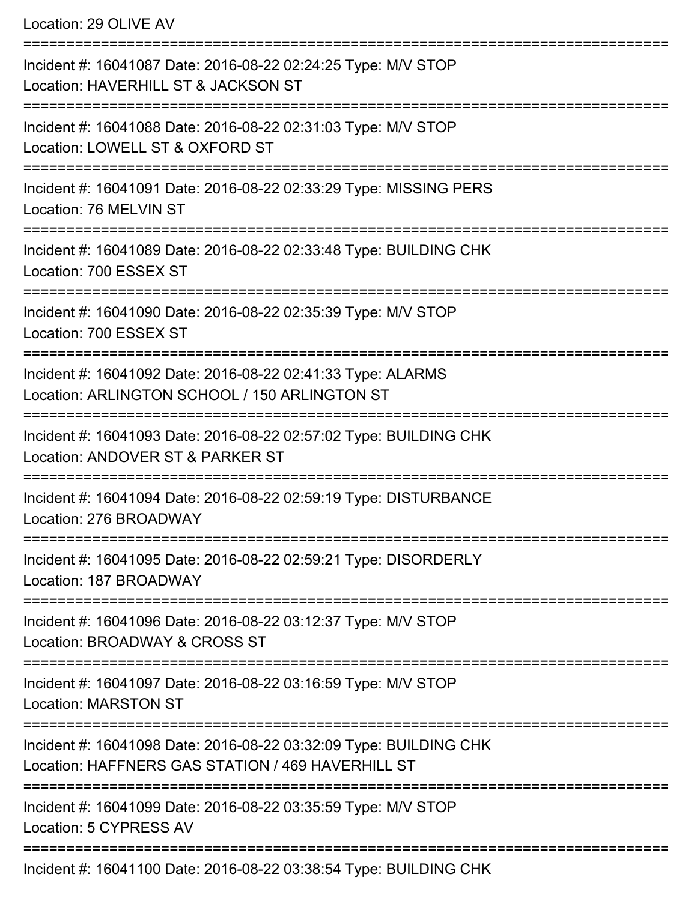Location: 29 OLIVE AV

===========================================================================

Incident #: 16041087 Date: 2016-08-22 02:24:25 Type: M/V STOP
Location: HAVERHILL ST & JACKSON ST

===========================================================================

Incident #: 16041088 Date: 2016-08-22 02:31:03 Type: M/V STOP
Location: LOWELL ST & OXFORD ST

===========================================================================

Incident #: 16041091 Date: 2016-08-22 02:33:29 Type: MISSING PERS
Location: 76 MELVIN ST

===========================================================================

Incident #: 16041089 Date: 2016-08-22 02:33:48 Type: BUILDING CHK
Location: 700 ESSEX ST

===========================================================================

Incident #: 16041090 Date: 2016-08-22 02:35:39 Type: M/V STOP
Location: 700 ESSEX ST

===========================================================================

Incident #: 16041092 Date: 2016-08-22 02:41:33 Type: ALARMS
Location: ARLINGTON SCHOOL / 150 ARLINGTON ST

===========================================================================

Incident #: 16041093 Date: 2016-08-22 02:57:02 Type: BUILDING CHK
Location: ANDOVER ST & PARKER ST

===========================================================================

Incident #: 16041094 Date: 2016-08-22 02:59:19 Type: DISTURBANCE
Location: 276 BROADWAY

===========================================================================

Incident #: 16041095 Date: 2016-08-22 02:59:21 Type: DISORDERLY
Location: 187 BROADWAY

===========================================================================

Incident #: 16041096 Date: 2016-08-22 03:12:37 Type: M/V STOP
Location: BROADWAY & CROSS ST

===========================================================================

Incident #: 16041097 Date: 2016-08-22 03:16:59 Type: M/V STOP
Location: MARSTON ST

===========================================================================

Incident #: 16041098 Date: 2016-08-22 03:32:09 Type: BUILDING CHK
Location: HAFFNERS GAS STATION / 469 HAVERHILL ST

===========================================================================

Incident #: 16041099 Date: 2016-08-22 03:35:59 Type: M/V STOP
Location: 5 CYPRESS AV

===========================================================================

Incident #: 16041100 Date: 2016-08-22 03:38:54 Type: BUILDING CHK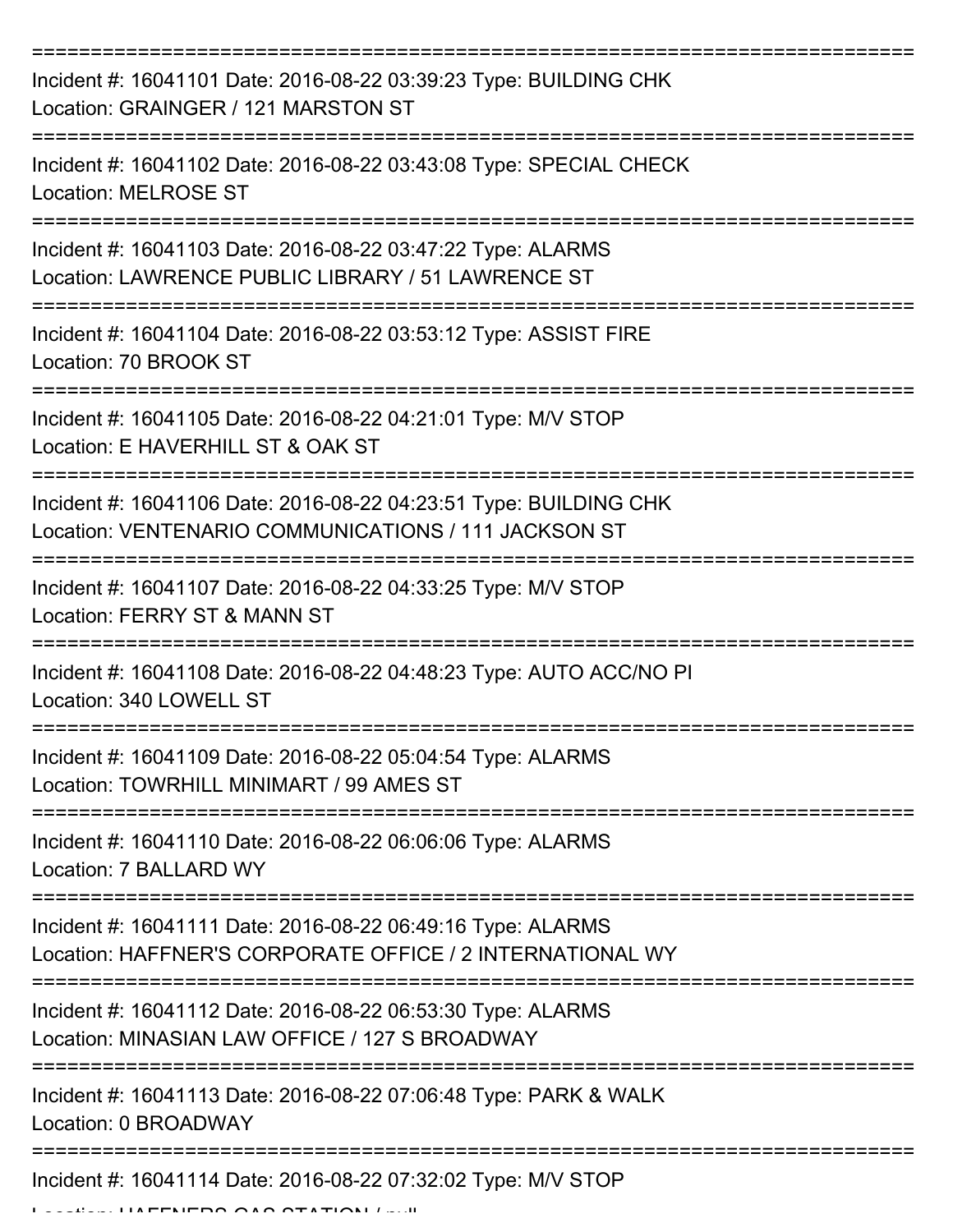===========================================================================

Incident #: 16041101 Date: 2016-08-22 03:39:23 Type: BUILDING CHK
Location: GRAINGER / 121 MARSTON ST

===========================================================================

Incident #: 16041102 Date: 2016-08-22 03:43:08 Type: SPECIAL CHECK
Location: MELROSE ST

===========================================================================

Incident #: 16041103 Date: 2016-08-22 03:47:22 Type: ALARMS
Location: LAWRENCE PUBLIC LIBRARY / 51 LAWRENCE ST

===========================================================================

Incident #: 16041104 Date: 2016-08-22 03:53:12 Type: ASSIST FIRE
Location: 70 BROOK ST

===========================================================================

Incident #: 16041105 Date: 2016-08-22 04:21:01 Type: M/V STOP
Location: E HAVERHILL ST & OAK ST

===========================================================================

Incident #: 16041106 Date: 2016-08-22 04:23:51 Type: BUILDING CHK
Location: VENTENARIO COMMUNICATIONS / 111 JACKSON ST

===========================================================================

Incident #: 16041107 Date: 2016-08-22 04:33:25 Type: M/V STOP
Location: FERRY ST & MANN ST

===========================================================================

Incident #: 16041108 Date: 2016-08-22 04:48:23 Type: AUTO ACC/NO PI
Location: 340 LOWELL ST

===========================================================================

Incident #: 16041109 Date: 2016-08-22 05:04:54 Type: ALARMS
Location: TOWRHILL MINIMART / 99 AMES ST

===========================================================================

Incident #: 16041110 Date: 2016-08-22 06:06:06 Type: ALARMS
Location: 7 BALLARD WY

===========================================================================

Incident #: 16041111 Date: 2016-08-22 06:49:16 Type: ALARMS
Location: HAFFNER'S CORPORATE OFFICE / 2 INTERNATIONAL WY

===========================================================================

Incident #: 16041112 Date: 2016-08-22 06:53:30 Type: ALARMS
Location: MINASIAN LAW OFFICE / 127 S BROADWAY

===========================================================================

Incident #: 16041113 Date: 2016-08-22 07:06:48 Type: PARK & WALK
Location: 0 BROADWAY

===========================================================================

Incident #: 16041114 Date: 2016-08-22 07:32:02 Type: M/V STOP
Location: HAFFNERS GAS STATION / null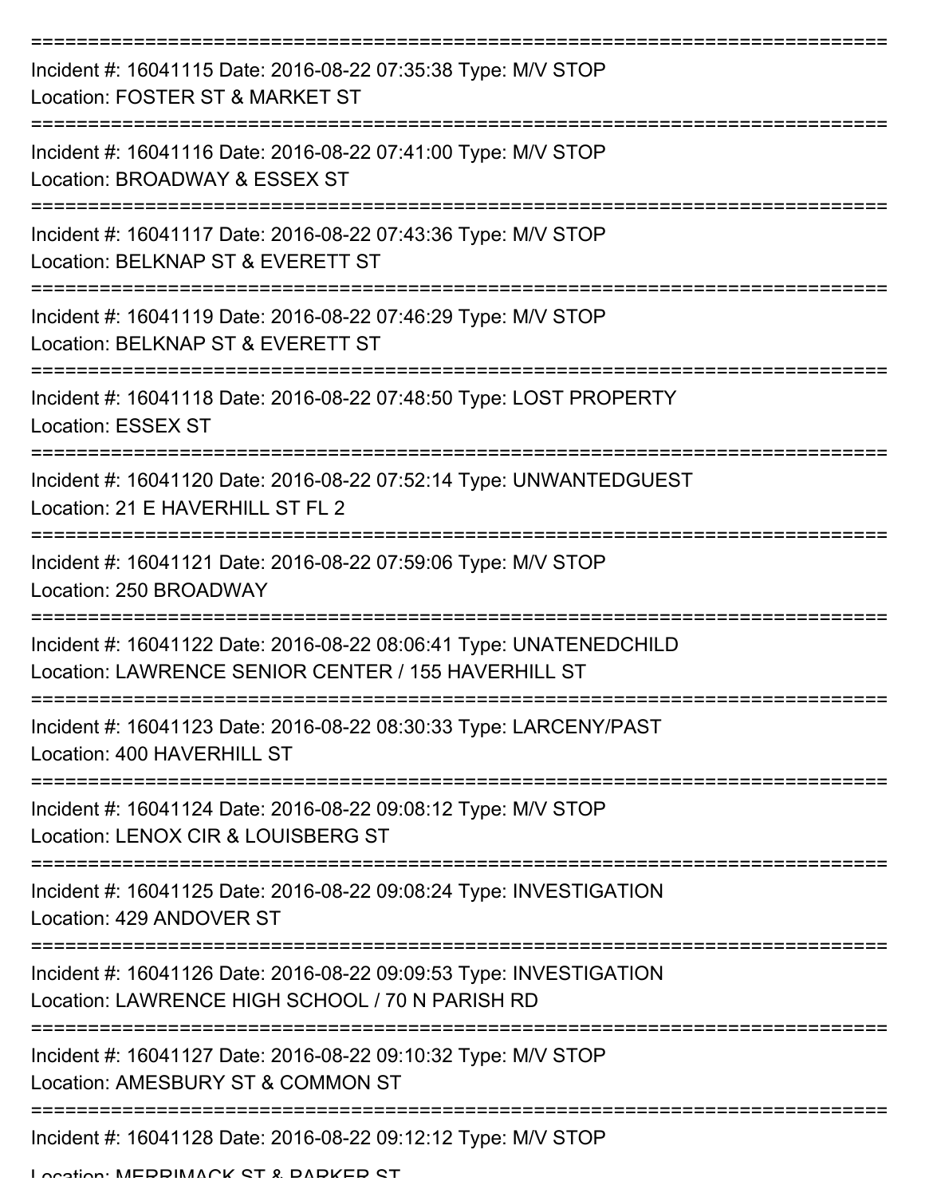===========================================================================

Incident #: 16041115 Date: 2016-08-22 07:35:38 Type: M/V STOP
Location: FOSTER ST & MARKET ST

===========================================================================

Incident #: 16041116 Date: 2016-08-22 07:41:00 Type: M/V STOP
Location: BROADWAY & ESSEX ST

===========================================================================

Incident #: 16041117 Date: 2016-08-22 07:43:36 Type: M/V STOP
Location: BELKNAP ST & EVERETT ST

===========================================================================

Incident #: 16041119 Date: 2016-08-22 07:46:29 Type: M/V STOP
Location: BELKNAP ST & EVERETT ST

===========================================================================

Incident #: 16041118 Date: 2016-08-22 07:48:50 Type: LOST PROPERTY
Location: ESSEX ST

===========================================================================

Incident #: 16041120 Date: 2016-08-22 07:52:14 Type: UNWANTEDGUEST
Location: 21 E HAVERHILL ST FL 2

===========================================================================

Incident #: 16041121 Date: 2016-08-22 07:59:06 Type: M/V STOP
Location: 250 BROADWAY

===========================================================================

Incident #: 16041122 Date: 2016-08-22 08:06:41 Type: UNATENEDCHILD
Location: LAWRENCE SENIOR CENTER / 155 HAVERHILL ST

===========================================================================

Incident #: 16041123 Date: 2016-08-22 08:30:33 Type: LARCENY/PAST
Location: 400 HAVERHILL ST

===========================================================================

Incident #: 16041124 Date: 2016-08-22 09:08:12 Type: M/V STOP
Location: LENOX CIR & LOUISBERG ST

===========================================================================

Incident #: 16041125 Date: 2016-08-22 09:08:24 Type: INVESTIGATION
Location: 429 ANDOVER ST

===========================================================================

Incident #: 16041126 Date: 2016-08-22 09:09:53 Type: INVESTIGATION
Location: LAWRENCE HIGH SCHOOL / 70 N PARISH RD

===========================================================================

Incident #: 16041127 Date: 2016-08-22 09:10:32 Type: M/V STOP
Location: AMESBURY ST & COMMON ST

===========================================================================

Incident #: 16041128 Date: 2016-08-22 09:12:12 Type: M/V STOP
Location: MERRIMACK ST & PARKER ST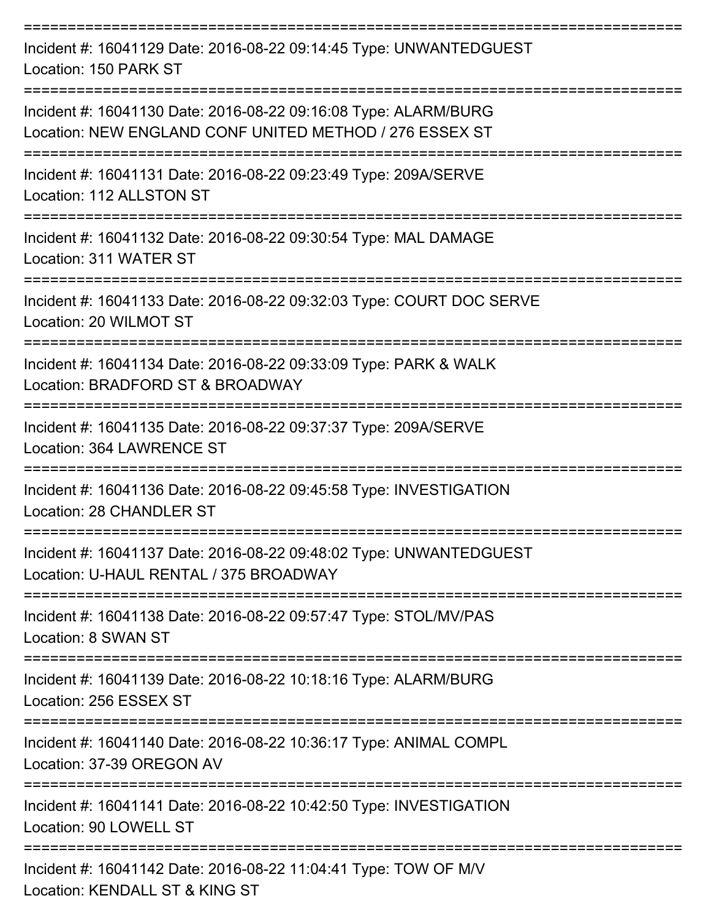===========================================================================

Incident #: 16041129 Date: 2016-08-22 09:14:45 Type: UNWANTEDGUEST
Location: 150 PARK ST

===========================================================================

Incident #: 16041130 Date: 2016-08-22 09:16:08 Type: ALARM/BURG
Location: NEW ENGLAND CONF UNITED METHOD / 276 ESSEX ST

===========================================================================

Incident #: 16041131 Date: 2016-08-22 09:23:49 Type: 209A/SERVE
Location: 112 ALLSTON ST

===========================================================================

Incident #: 16041132 Date: 2016-08-22 09:30:54 Type: MAL DAMAGE
Location: 311 WATER ST

===========================================================================

Incident #: 16041133 Date: 2016-08-22 09:32:03 Type: COURT DOC SERVE
Location: 20 WILMOT ST

===========================================================================

Incident #: 16041134 Date: 2016-08-22 09:33:09 Type: PARK & WALK
Location: BRADFORD ST & BROADWAY

===========================================================================

Incident #: 16041135 Date: 2016-08-22 09:37:37 Type: 209A/SERVE
Location: 364 LAWRENCE ST

===========================================================================

Incident #: 16041136 Date: 2016-08-22 09:45:58 Type: INVESTIGATION
Location: 28 CHANDLER ST

===========================================================================

Incident #: 16041137 Date: 2016-08-22 09:48:02 Type: UNWANTEDGUEST
Location: U-HAUL RENTAL / 375 BROADWAY

===========================================================================

Incident #: 16041138 Date: 2016-08-22 09:57:47 Type: STOL/MV/PAS
Location: 8 SWAN ST

===========================================================================

Incident #: 16041139 Date: 2016-08-22 10:18:16 Type: ALARM/BURG
Location: 256 ESSEX ST

===========================================================================

Incident #: 16041140 Date: 2016-08-22 10:36:17 Type: ANIMAL COMPL
Location: 37-39 OREGON AV

===========================================================================

Incident #: 16041141 Date: 2016-08-22 10:42:50 Type: INVESTIGATION
Location: 90 LOWELL ST

===========================================================================

Incident #: 16041142 Date: 2016-08-22 11:04:41 Type: TOW OF M/V
Location: KENDALL ST & KING ST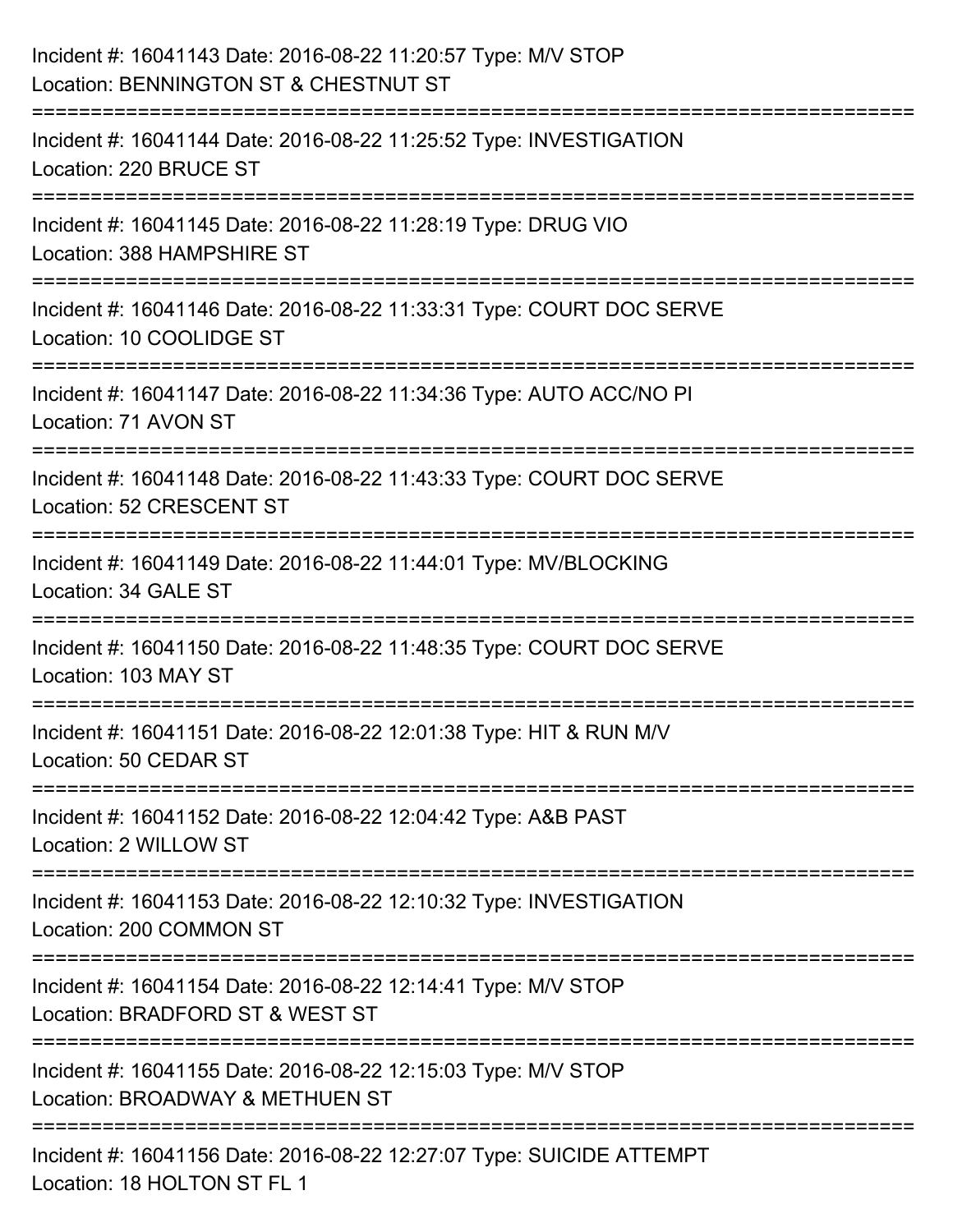Incident #: 16041143 Date: 2016-08-22 11:20:57 Type: M/V STOP
Location: BENNINGTON ST & CHESTNUT ST

===========================================================================

Incident #: 16041144 Date: 2016-08-22 11:25:52 Type: INVESTIGATION
Location: 220 BRUCE ST

===========================================================================

Incident #: 16041145 Date: 2016-08-22 11:28:19 Type: DRUG VIO
Location: 388 HAMPSHIRE ST

===========================================================================

Incident #: 16041146 Date: 2016-08-22 11:33:31 Type: COURT DOC SERVE
Location: 10 COOLIDGE ST

===========================================================================

Incident #: 16041147 Date: 2016-08-22 11:34:36 Type: AUTO ACC/NO PI
Location: 71 AVON ST

===========================================================================

Incident #: 16041148 Date: 2016-08-22 11:43:33 Type: COURT DOC SERVE
Location: 52 CRESCENT ST

===========================================================================

Incident #: 16041149 Date: 2016-08-22 11:44:01 Type: MV/BLOCKING
Location: 34 GALE ST

===========================================================================

Incident #: 16041150 Date: 2016-08-22 11:48:35 Type: COURT DOC SERVE
Location: 103 MAY ST

===========================================================================

Incident #: 16041151 Date: 2016-08-22 12:01:38 Type: HIT & RUN M/V
Location: 50 CEDAR ST

===========================================================================

Incident #: 16041152 Date: 2016-08-22 12:04:42 Type: A&B PAST
Location: 2 WILLOW ST

===========================================================================

Incident #: 16041153 Date: 2016-08-22 12:10:32 Type: INVESTIGATION
Location: 200 COMMON ST

===========================================================================

Incident #: 16041154 Date: 2016-08-22 12:14:41 Type: M/V STOP
Location: BRADFORD ST & WEST ST

===========================================================================

Incident #: 16041155 Date: 2016-08-22 12:15:03 Type: M/V STOP
Location: BROADWAY & METHUEN ST

===========================================================================

Incident #: 16041156 Date: 2016-08-22 12:27:07 Type: SUICIDE ATTEMPT
Location: 18 HOLTON ST FL 1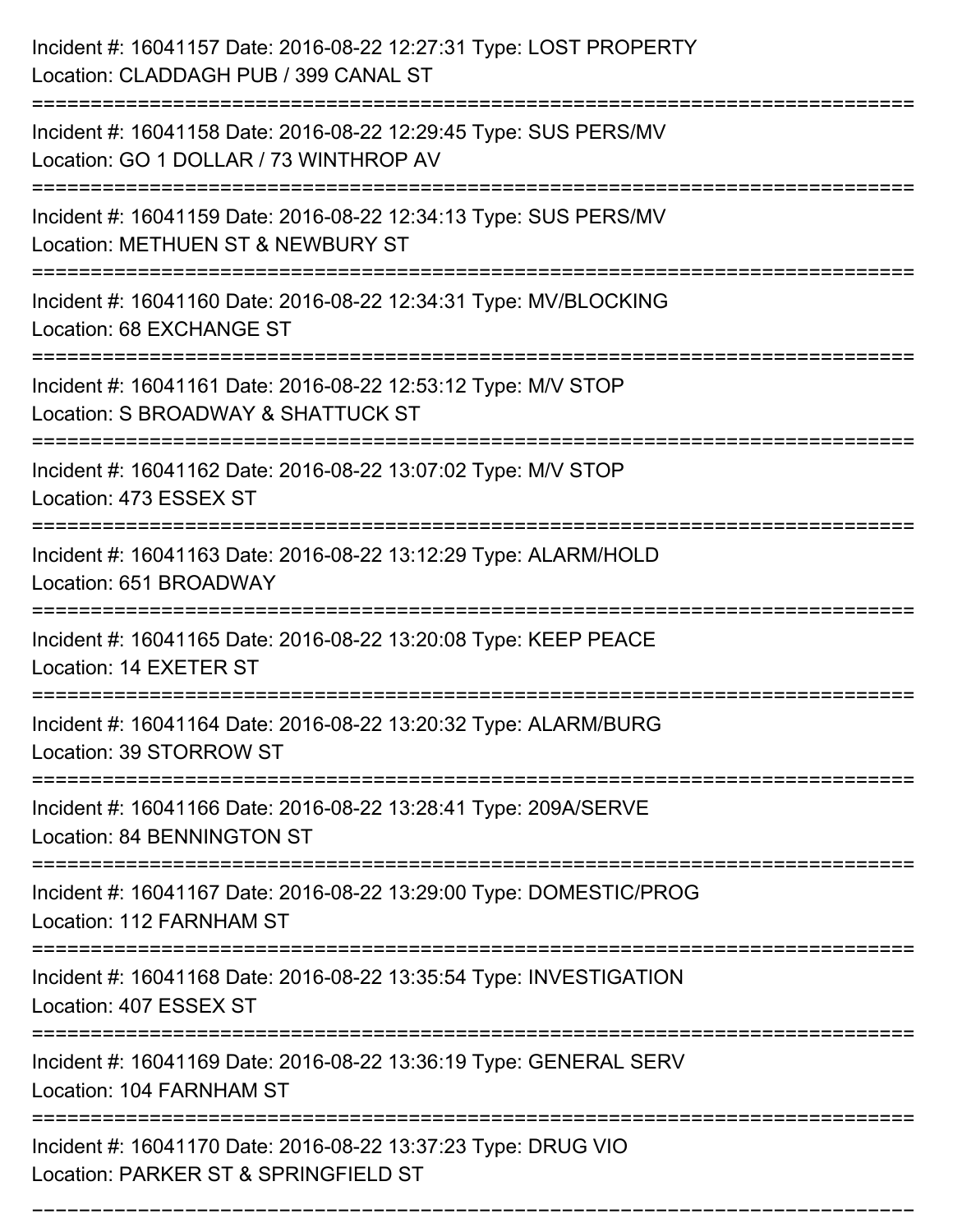Incident #: 16041157 Date: 2016-08-22 12:27:31 Type: LOST PROPERTY
Location: CLADDAGH PUB / 399 CANAL ST

===========================================================================

Incident #: 16041158 Date: 2016-08-22 12:29:45 Type: SUS PERS/MV
Location: GO 1 DOLLAR / 73 WINTHROP AV

===========================================================================

Incident #: 16041159 Date: 2016-08-22 12:34:13 Type: SUS PERS/MV
Location: METHUEN ST & NEWBURY ST

===========================================================================

Incident #: 16041160 Date: 2016-08-22 12:34:31 Type: MV/BLOCKING
Location: 68 EXCHANGE ST

===========================================================================

Incident #: 16041161 Date: 2016-08-22 12:53:12 Type: M/V STOP
Location: S BROADWAY & SHATTUCK ST

===========================================================================

Incident #: 16041162 Date: 2016-08-22 13:07:02 Type: M/V STOP
Location: 473 ESSEX ST

===========================================================================

Incident #: 16041163 Date: 2016-08-22 13:12:29 Type: ALARM/HOLD
Location: 651 BROADWAY

===========================================================================

Incident #: 16041165 Date: 2016-08-22 13:20:08 Type: KEEP PEACE
Location: 14 EXETER ST

===========================================================================

Incident #: 16041164 Date: 2016-08-22 13:20:32 Type: ALARM/BURG
Location: 39 STORROW ST

===========================================================================

Incident #: 16041166 Date: 2016-08-22 13:28:41 Type: 209A/SERVE
Location: 84 BENNINGTON ST

===========================================================================

Incident #: 16041167 Date: 2016-08-22 13:29:00 Type: DOMESTIC/PROG
Location: 112 FARNHAM ST

===========================================================================

Incident #: 16041168 Date: 2016-08-22 13:35:54 Type: INVESTIGATION
Location: 407 ESSEX ST

===========================================================================

Incident #: 16041169 Date: 2016-08-22 13:36:19 Type: GENERAL SERV
Location: 104 FARNHAM ST

===========================================================================

Incident #: 16041170 Date: 2016-08-22 13:37:23 Type: DRUG VIO
Location: PARKER ST & SPRINGFIELD ST

===========================================================================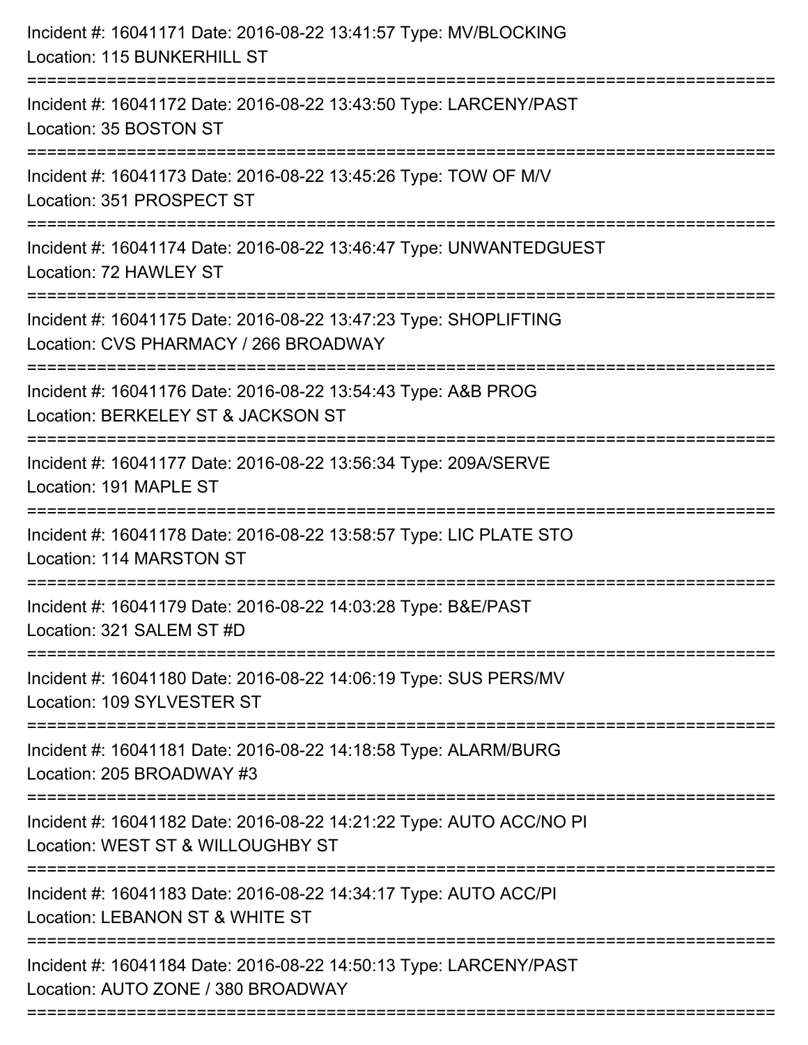Incident #: 16041171 Date: 2016-08-22 13:41:57 Type: MV/BLOCKING
Location: 115 BUNKERHILL ST

===========================================================================

Incident #: 16041172 Date: 2016-08-22 13:43:50 Type: LARCENY/PAST
Location: 35 BOSTON ST

===========================================================================

Incident #: 16041173 Date: 2016-08-22 13:45:26 Type: TOW OF M/V
Location: 351 PROSPECT ST

===========================================================================

Incident #: 16041174 Date: 2016-08-22 13:46:47 Type: UNWANTEDGUEST
Location: 72 HAWLEY ST

===========================================================================

Incident #: 16041175 Date: 2016-08-22 13:47:23 Type: SHOPLIFTING
Location: CVS PHARMACY / 266 BROADWAY

===========================================================================

Incident #: 16041176 Date: 2016-08-22 13:54:43 Type: A&B PROG
Location: BERKELEY ST & JACKSON ST

===========================================================================

Incident #: 16041177 Date: 2016-08-22 13:56:34 Type: 209A/SERVE
Location: 191 MAPLE ST

===========================================================================

Incident #: 16041178 Date: 2016-08-22 13:58:57 Type: LIC PLATE STO
Location: 114 MARSTON ST

===========================================================================

Incident #: 16041179 Date: 2016-08-22 14:03:28 Type: B&E/PAST
Location: 321 SALEM ST #D

===========================================================================

Incident #: 16041180 Date: 2016-08-22 14:06:19 Type: SUS PERS/MV
Location: 109 SYLVESTER ST

===========================================================================

Incident #: 16041181 Date: 2016-08-22 14:18:58 Type: ALARM/BURG
Location: 205 BROADWAY #3

===========================================================================

Incident #: 16041182 Date: 2016-08-22 14:21:22 Type: AUTO ACC/NO PI
Location: WEST ST & WILLOUGHBY ST

===========================================================================

Incident #: 16041183 Date: 2016-08-22 14:34:17 Type: AUTO ACC/PI
Location: LEBANON ST & WHITE ST

===========================================================================

Incident #: 16041184 Date: 2016-08-22 14:50:13 Type: LARCENY/PAST
Location: AUTO ZONE / 380 BROADWAY

===========================================================================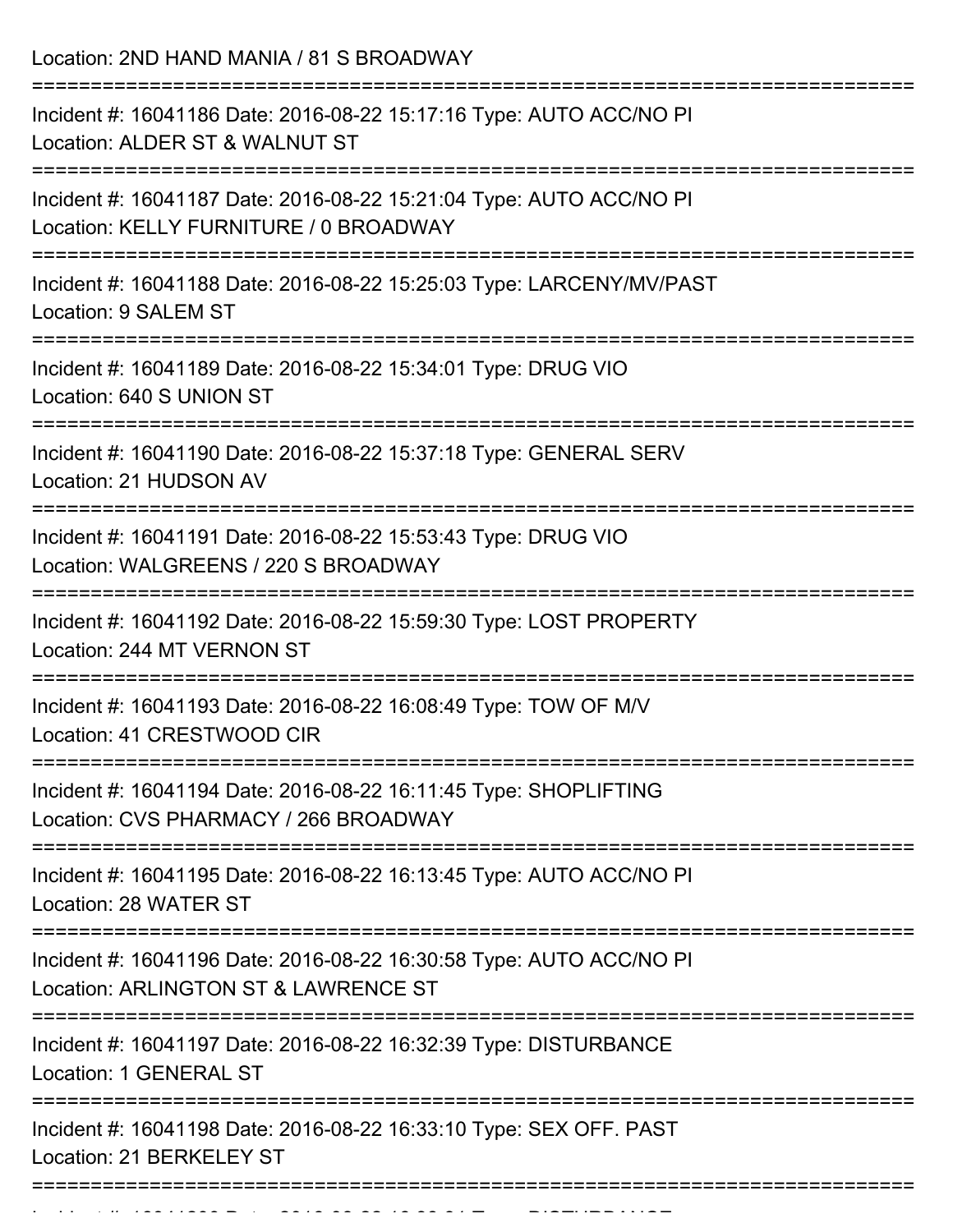Location: 2ND HAND MANIA / 81 S BROADWAY

===========================================================================

Incident #: 16041186 Date: 2016-08-22 15:17:16 Type: AUTO ACC/NO PI
Location: ALDER ST & WALNUT ST

===========================================================================

Incident #: 16041187 Date: 2016-08-22 15:21:04 Type: AUTO ACC/NO PI
Location: KELLY FURNITURE / 0 BROADWAY

===========================================================================

Incident #: 16041188 Date: 2016-08-22 15:25:03 Type: LARCENY/MV/PAST
Location: 9 SALEM ST

===========================================================================

Incident #: 16041189 Date: 2016-08-22 15:34:01 Type: DRUG VIO
Location: 640 S UNION ST

===========================================================================

Incident #: 16041190 Date: 2016-08-22 15:37:18 Type: GENERAL SERV
Location: 21 HUDSON AV

===========================================================================

Incident #: 16041191 Date: 2016-08-22 15:53:43 Type: DRUG VIO
Location: WALGREENS / 220 S BROADWAY

===========================================================================

Incident #: 16041192 Date: 2016-08-22 15:59:30 Type: LOST PROPERTY
Location: 244 MT VERNON ST

===========================================================================

Incident #: 16041193 Date: 2016-08-22 16:08:49 Type: TOW OF M/V
Location: 41 CRESTWOOD CIR

===========================================================================

Incident #: 16041194 Date: 2016-08-22 16:11:45 Type: SHOPLIFTING
Location: CVS PHARMACY / 266 BROADWAY

===========================================================================

Incident #: 16041195 Date: 2016-08-22 16:13:45 Type: AUTO ACC/NO PI
Location: 28 WATER ST

===========================================================================

Incident #: 16041196 Date: 2016-08-22 16:30:58 Type: AUTO ACC/NO PI
Location: ARLINGTON ST & LAWRENCE ST

===========================================================================

Incident #: 16041197 Date: 2016-08-22 16:32:39 Type: DISTURBANCE
Location: 1 GENERAL ST

===========================================================================

Incident #: 16041198 Date: 2016-08-22 16:33:10 Type: SEX OFF. PAST
Location: 21 BERKELEY ST

===========================================================================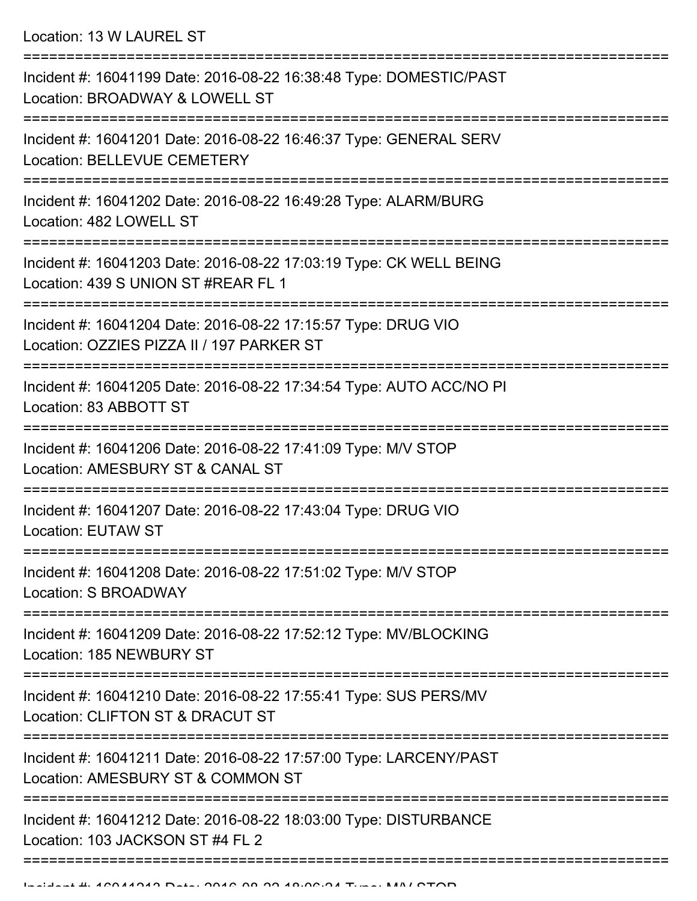Location: 13 W LAUREL ST

===========================================================================

Incident #: 16041199 Date: 2016-08-22 16:38:48 Type: DOMESTIC/PAST
Location: BROADWAY & LOWELL ST

===========================================================================

Incident #: 16041201 Date: 2016-08-22 16:46:37 Type: GENERAL SERV
Location: BELLEVUE CEMETERY

===========================================================================

Incident #: 16041202 Date: 2016-08-22 16:49:28 Type: ALARM/BURG
Location: 482 LOWELL ST

===========================================================================

Incident #: 16041203 Date: 2016-08-22 17:03:19 Type: CK WELL BEING
Location: 439 S UNION ST #REAR FL 1

===========================================================================

Incident #: 16041204 Date: 2016-08-22 17:15:57 Type: DRUG VIO
Location: OZZIES PIZZA II / 197 PARKER ST

===========================================================================

Incident #: 16041205 Date: 2016-08-22 17:34:54 Type: AUTO ACC/NO PI
Location: 83 ABBOTT ST

===========================================================================

Incident #: 16041206 Date: 2016-08-22 17:41:09 Type: M/V STOP
Location: AMESBURY ST & CANAL ST

===========================================================================

Incident #: 16041207 Date: 2016-08-22 17:43:04 Type: DRUG VIO
Location: EUTAW ST

===========================================================================

Incident #: 16041208 Date: 2016-08-22 17:51:02 Type: M/V STOP
Location: S BROADWAY

===========================================================================

Incident #: 16041209 Date: 2016-08-22 17:52:12 Type: MV/BLOCKING
Location: 185 NEWBURY ST

===========================================================================

Incident #: 16041210 Date: 2016-08-22 17:55:41 Type: SUS PERS/MV
Location: CLIFTON ST & DRACUT ST

===========================================================================

Incident #: 16041211 Date: 2016-08-22 17:57:00 Type: LARCENY/PAST
Location: AMESBURY ST & COMMON ST

===========================================================================

Incident #: 16041212 Date: 2016-08-22 18:03:00 Type: DISTURBANCE
Location: 103 JACKSON ST #4 FL 2

===========================================================================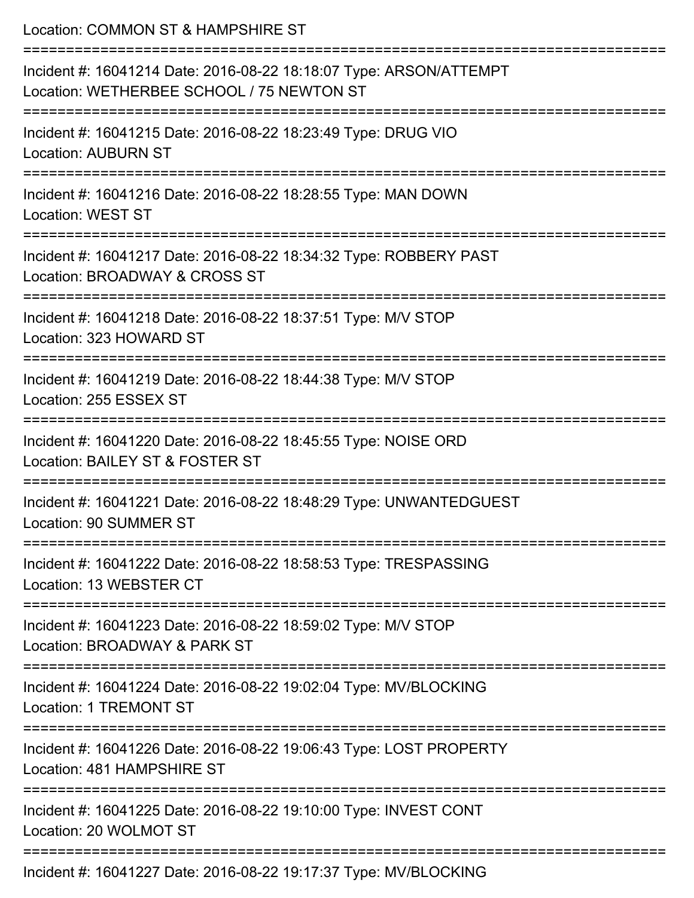Location: COMMON ST & HAMPSHIRE ST

===========================================================================

Incident #: 16041214 Date: 2016-08-22 18:18:07 Type: ARSON/ATTEMPT
Location: WETHERBEE SCHOOL / 75 NEWTON ST

===========================================================================

Incident #: 16041215 Date: 2016-08-22 18:23:49 Type: DRUG VIO
Location: AUBURN ST

===========================================================================

Incident #: 16041216 Date: 2016-08-22 18:28:55 Type: MAN DOWN
Location: WEST ST

===========================================================================

Incident #: 16041217 Date: 2016-08-22 18:34:32 Type: ROBBERY PAST
Location: BROADWAY & CROSS ST

===========================================================================

Incident #: 16041218 Date: 2016-08-22 18:37:51 Type: M/V STOP
Location: 323 HOWARD ST

===========================================================================

Incident #: 16041219 Date: 2016-08-22 18:44:38 Type: M/V STOP
Location: 255 ESSEX ST

===========================================================================

Incident #: 16041220 Date: 2016-08-22 18:45:55 Type: NOISE ORD
Location: BAILEY ST & FOSTER ST

===========================================================================

Incident #: 16041221 Date: 2016-08-22 18:48:29 Type: UNWANTEDGUEST
Location: 90 SUMMER ST

===========================================================================

Incident #: 16041222 Date: 2016-08-22 18:58:53 Type: TRESPASSING
Location: 13 WEBSTER CT

===========================================================================

Incident #: 16041223 Date: 2016-08-22 18:59:02 Type: M/V STOP
Location: BROADWAY & PARK ST

===========================================================================

Incident #: 16041224 Date: 2016-08-22 19:02:04 Type: MV/BLOCKING
Location: 1 TREMONT ST

===========================================================================

Incident #: 16041226 Date: 2016-08-22 19:06:43 Type: LOST PROPERTY
Location: 481 HAMPSHIRE ST

===========================================================================

Incident #: 16041225 Date: 2016-08-22 19:10:00 Type: INVEST CONT
Location: 20 WOLMOT ST

===========================================================================

Incident #: 16041227 Date: 2016-08-22 19:17:37 Type: MV/BLOCKING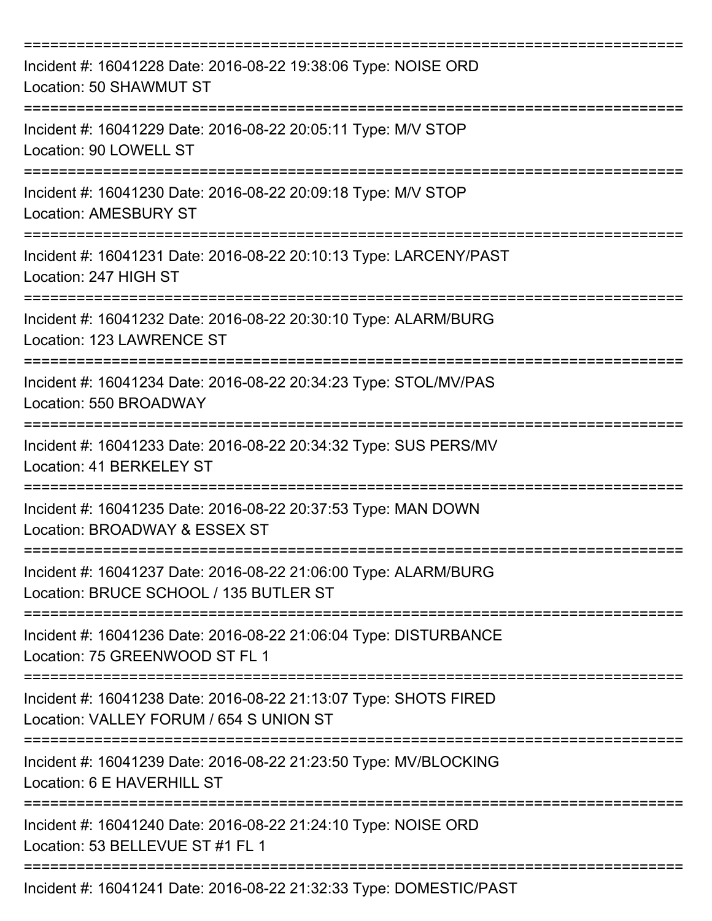===========================================================================

Incident #: 16041228 Date: 2016-08-22 19:38:06 Type: NOISE ORD
Location: 50 SHAWMUT ST

===========================================================================

Incident #: 16041229 Date: 2016-08-22 20:05:11 Type: M/V STOP
Location: 90 LOWELL ST

===========================================================================

Incident #: 16041230 Date: 2016-08-22 20:09:18 Type: M/V STOP
Location: AMESBURY ST

===========================================================================

Incident #: 16041231 Date: 2016-08-22 20:10:13 Type: LARCENY/PAST
Location: 247 HIGH ST

===========================================================================

Incident #: 16041232 Date: 2016-08-22 20:30:10 Type: ALARM/BURG
Location: 123 LAWRENCE ST

===========================================================================

Incident #: 16041234 Date: 2016-08-22 20:34:23 Type: STOL/MV/PAS
Location: 550 BROADWAY

===========================================================================

Incident #: 16041233 Date: 2016-08-22 20:34:32 Type: SUS PERS/MV
Location: 41 BERKELEY ST

===========================================================================

Incident #: 16041235 Date: 2016-08-22 20:37:53 Type: MAN DOWN
Location: BROADWAY & ESSEX ST

===========================================================================

Incident #: 16041237 Date: 2016-08-22 21:06:00 Type: ALARM/BURG
Location: BRUCE SCHOOL / 135 BUTLER ST

===========================================================================

Incident #: 16041236 Date: 2016-08-22 21:06:04 Type: DISTURBANCE
Location: 75 GREENWOOD ST FL 1

===========================================================================

Incident #: 16041238 Date: 2016-08-22 21:13:07 Type: SHOTS FIRED
Location: VALLEY FORUM / 654 S UNION ST

===========================================================================

Incident #: 16041239 Date: 2016-08-22 21:23:50 Type: MV/BLOCKING
Location: 6 E HAVERHILL ST

===========================================================================

Incident #: 16041240 Date: 2016-08-22 21:24:10 Type: NOISE ORD
Location: 53 BELLEVUE ST #1 FL 1

===========================================================================

Incident #: 16041241 Date: 2016-08-22 21:32:33 Type: DOMESTIC/PAST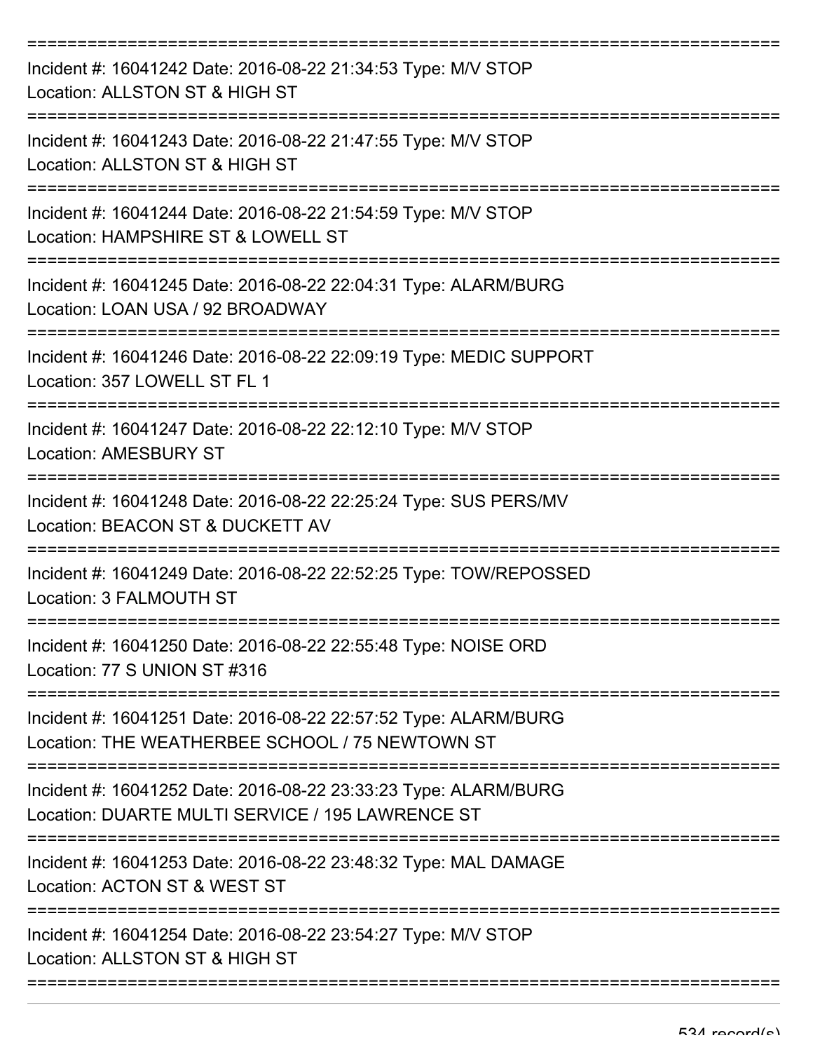Incident #: 16041242 Date: 2016-08-22 21:34:53 Type: M/V STOP
Location: ALLSTON ST & HIGH ST

Incident #: 16041243 Date: 2016-08-22 21:47:55 Type: M/V STOP
Location: ALLSTON ST & HIGH ST

Incident #: 16041244 Date: 2016-08-22 21:54:59 Type: M/V STOP
Location: HAMPSHIRE ST & LOWELL ST

Incident #: 16041245 Date: 2016-08-22 22:04:31 Type: ALARM/BURG
Location: LOAN USA / 92 BROADWAY

Incident #: 16041246 Date: 2016-08-22 22:09:19 Type: MEDIC SUPPORT
Location: 357 LOWELL ST FL 1

Incident #: 16041247 Date: 2016-08-22 22:12:10 Type: M/V STOP
Location: AMESBURY ST

Incident #: 16041248 Date: 2016-08-22 22:25:24 Type: SUS PERS/MV
Location: BEACON ST & DUCKETT AV

Incident #: 16041249 Date: 2016-08-22 22:52:25 Type: TOW/REPOSSED
Location: 3 FALMOUTH ST

Incident #: 16041250 Date: 2016-08-22 22:55:48 Type: NOISE ORD
Location: 77 S UNION ST #316

Incident #: 16041251 Date: 2016-08-22 22:57:52 Type: ALARM/BURG
Location: THE WEATHERBEE SCHOOL / 75 NEWTOWN ST

Incident #: 16041252 Date: 2016-08-22 23:33:23 Type: ALARM/BURG
Location: DUARTE MULTI SERVICE / 195 LAWRENCE ST

Incident #: 16041253 Date: 2016-08-22 23:48:32 Type: MAL DAMAGE
Location: ACTON ST & WEST ST

Incident #: 16041254 Date: 2016-08-22 23:54:27 Type: M/V STOP
Location: ALLSTON ST & HIGH ST

534 record(s)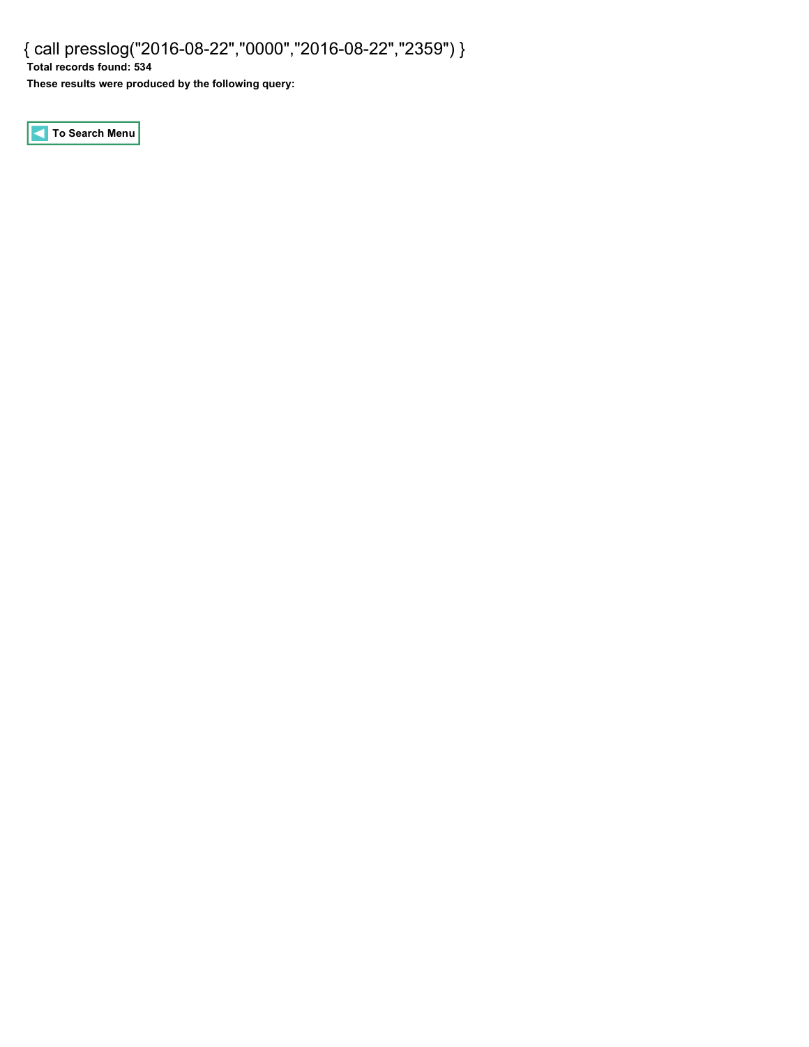```
{ call presslog("2016-08-22","0000","2016-08-22","2359") }
```

**Total records found: 534**

**These results were produced by the following query:**

**To Search Menu**